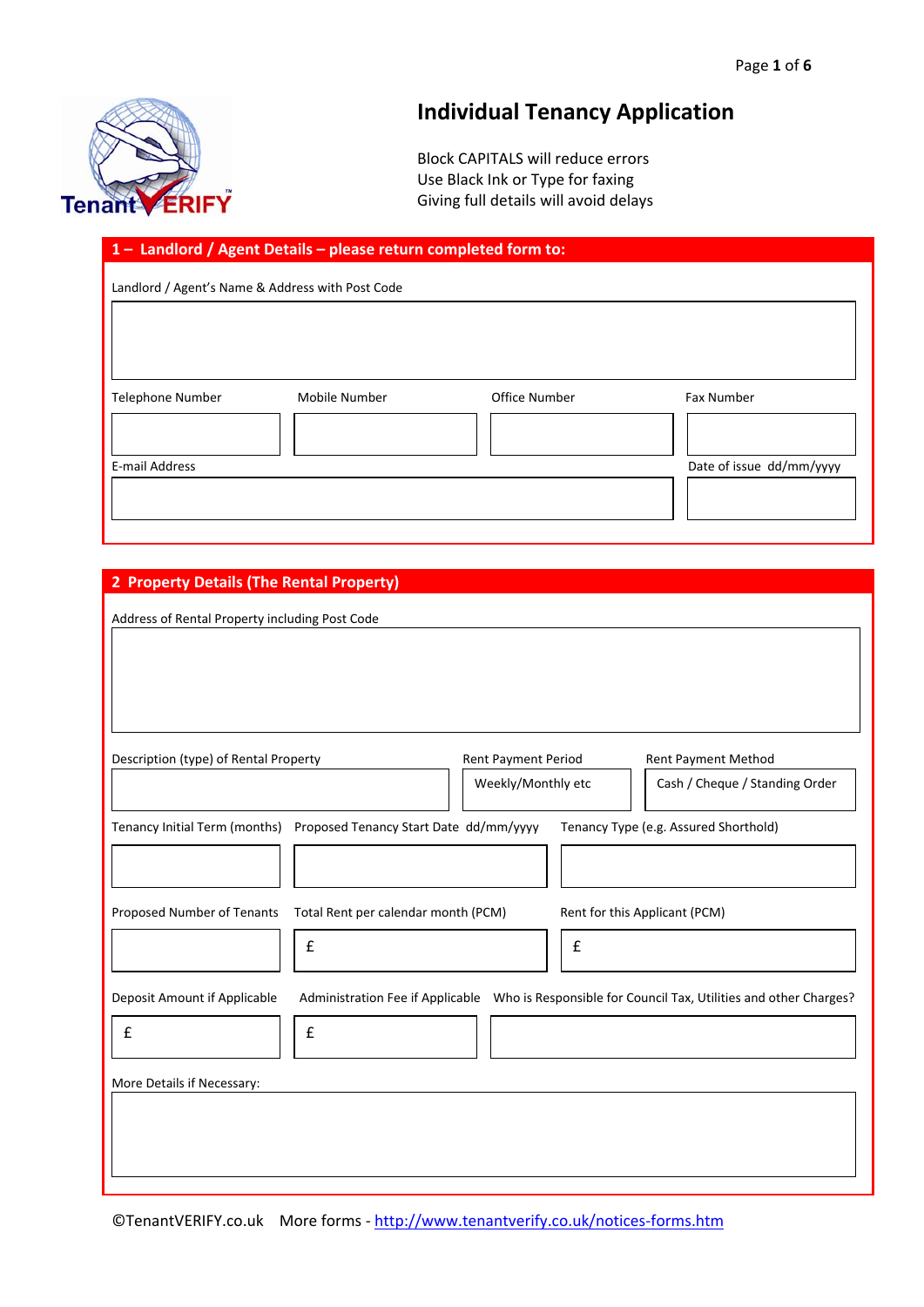# Individual Tenancy Application

Block CAPITALS will reduce errors
Use Black Ink or Type for faxing
Giving full details will avoid delays

## 1 – Landlord / Agent Details – please return completed form to:

Landlord / Agent's Name & Address with Post Code

| Telephone Number | Mobile Number | Office Number | Fax Number |
| --- | --- | --- | --- |
| | | | |

| E-mail Address | Date of issue dd/mm/yyyy |
| --- | --- |
| | |

## 2 Property Details (The Rental Property)

Address of Rental Property including Post Code

| Description (type) of Rental Property | Rent Payment Period | Rent Payment Method |
| --- | --- | --- |
| | Weekly/Monthly etc | Cash / Cheque / Standing Order |

| Tenancy Initial Term (months) | Proposed Tenancy Start Date dd/mm/yyyy | Tenancy Type (e.g. Assured Shorthold) |
| --- | --- | --- |
| | | |

| Proposed Number of Tenants | Total Rent per calendar month (PCM) | Rent for this Applicant (PCM) |
| --- | --- | --- |
| | £ | £ |

| Deposit Amount if Applicable | Administration Fee if Applicable | Who is Responsible for Council Tax, Utilities and other Charges? |
| --- | --- | --- |
| £ | £ | |

More Details if Necessary:

©TenantVERIFY.co.uk More forms - http://www.tenantverify.co.uk/notices-forms.htm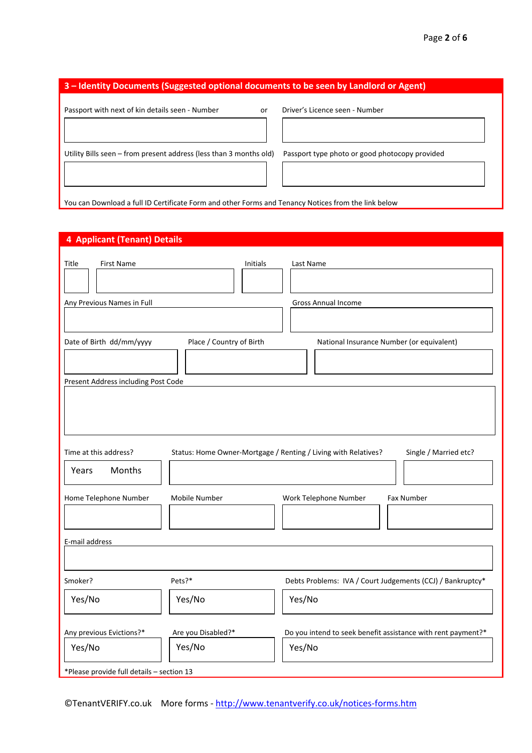## 3 – Identity Documents (Suggested optional documents to be seen by Landlord or Agent)

| Passport with next of kin details seen - Number | or | Driver's Licence seen - Number |
|---|---|---|
| | | |

| Utility Bills seen – from present address (less than 3 months old) | Passport type photo or good photocopy provided |
|---|---|
| | |

You can Download a full ID Certificate Form and other Forms and Tenancy Notices from the link below

## 4 Applicant (Tenant) Details

| Title | First Name | Initials | Last Name |
|---|---|---|---|
| | | | |

| Any Previous Names in Full | Gross Annual Income |
|---|---|
| | |

| Date of Birth dd/mm/yyyy | Place / Country of Birth | National Insurance Number (or equivalent) |
|---|---|---|
| | | |

| Present Address including Post Code |
|---|
| |

| Time at this address? | Status: Home Owner-Mortgage / Renting / Living with Relatives? | Single / Married etc? |
|---|---|---|
| Years Months | | |

| Home Telephone Number | Mobile Number | Work Telephone Number | Fax Number |
|---|---|---|---|
| | | | |

| E-mail address |
|---|
| |

| Smoker? | Pets?* | Debts Problems: IVA / Court Judgements (CCJ) / Bankruptcy* |
|---|---|---|
| Yes/No | Yes/No | Yes/No |

| Any previous Evictions?* | Are you Disabled?* | Do you intend to seek benefit assistance with rent payment?* |
|---|---|---|
| Yes/No | Yes/No | Yes/No |

*Please provide full details – section 13

©TenantVERIFY.co.uk More forms - http://www.tenantverify.co.uk/notices-forms.htm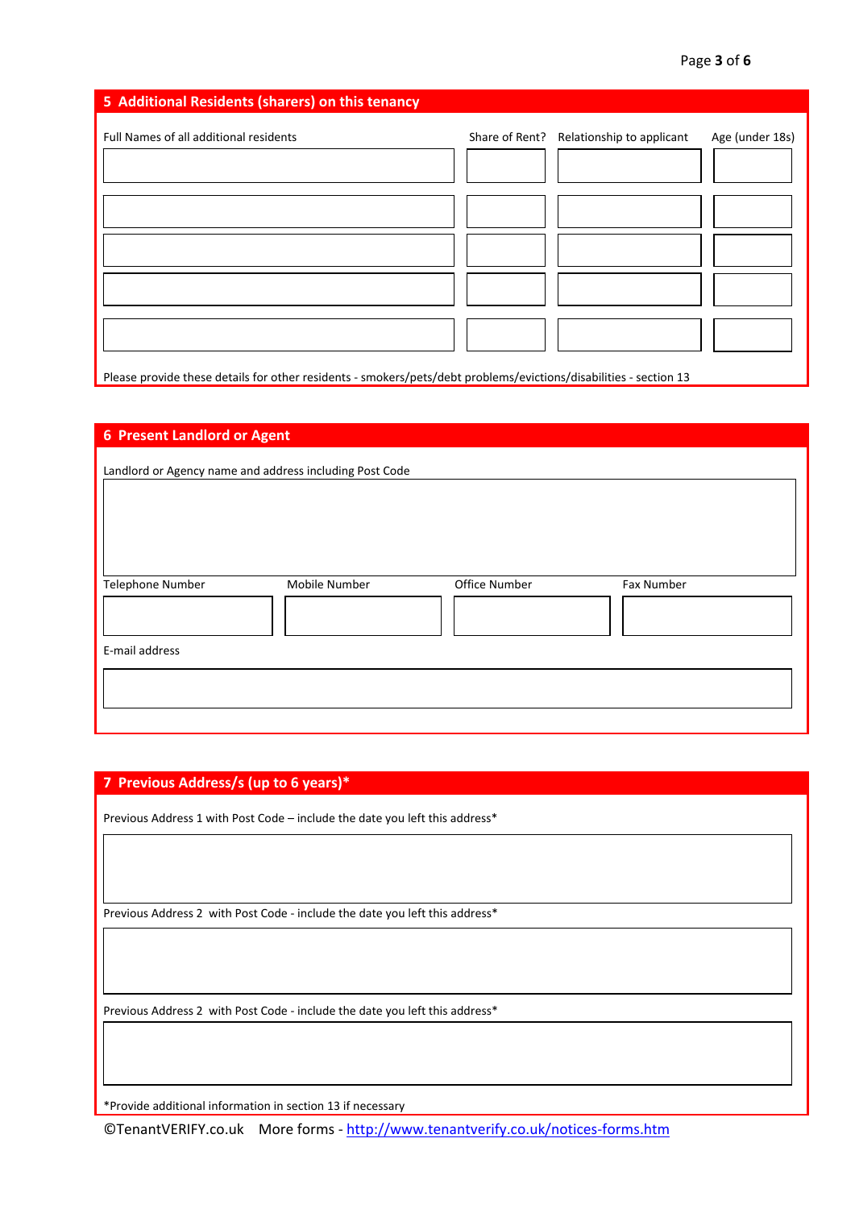## 5 Additional Residents (sharers) on this tenancy

| Full Names of all additional residents | Share of Rent? | Relationship to applicant | Age (under 18s) |
|---|---|---|---|
| | | | |
| | | | |
| | | | |
| | | | |
| | | | |

Please provide these details for other residents - smokers/pets/debt problems/evictions/disabilities - section 13

## 6 Present Landlord or Agent

Landlord or Agency name and address including Post Code

| Telephone Number | Mobile Number | Office Number | Fax Number |
|---|---|---|---|
| | | | |

E-mail address

## 7 Previous Address/s (up to 6 years)*

Previous Address 1 with Post Code – include the date you left this address*

Previous Address 2 with Post Code - include the date you left this address*

Previous Address 2 with Post Code - include the date you left this address*

*Provide additional information in section 13 if necessary

©TenantVERIFY.co.uk More forms - http://www.tenantverify.co.uk/notices-forms.htm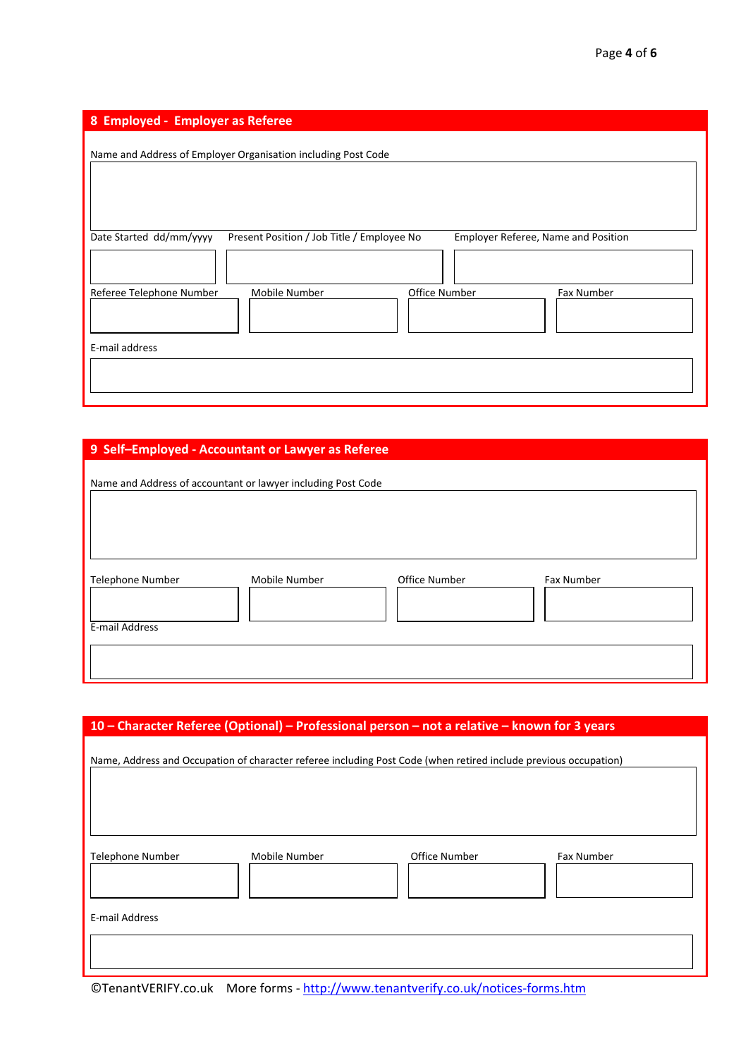## 8 Employed - Employer as Referee

Name and Address of Employer Organisation including Post Code

| Date Started dd/mm/yyyy | Present Position / Job Title / Employee No | Employer Referee, Name and Position |
|---|---|---|
| | | |

| Referee Telephone Number | Mobile Number | Office Number | Fax Number |
|---|---|---|---|
| | | | |

E-mail address

## 9 Self–Employed - Accountant or Lawyer as Referee

Name and Address of accountant or lawyer including Post Code

| Telephone Number | Mobile Number | Office Number | Fax Number |
|---|---|---|---|
| | | | |

E-mail Address

## 10 – Character Referee (Optional) – Professional person – not a relative – known for 3 years

Name, Address and Occupation of character referee including Post Code (when retired include previous occupation)

| Telephone Number | Mobile Number | Office Number | Fax Number |
|---|---|---|---|
| | | | |

E-mail Address

©TenantVERIFY.co.uk More forms - http://www.tenantverify.co.uk/notices-forms.htm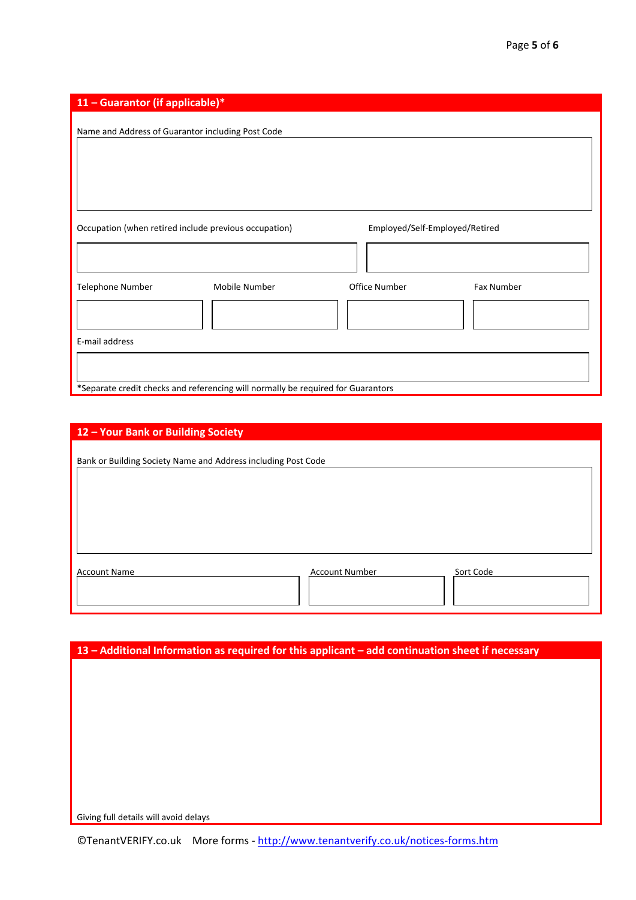## 11 – Guarantor (if applicable)*

Name and Address of Guarantor including Post Code

Occupation (when retired include previous occupation)

Employed/Self-Employed/Retired

Telephone Number

Mobile Number

Office Number

Fax Number

E-mail address

*Separate credit checks and referencing will normally be required for Guarantors

## 12 – Your Bank or Building Society

Bank or Building Society Name and Address including Post Code

Account Name

Account Number

Sort Code

## 13 – Additional Information as required for this applicant – add continuation sheet if necessary

Giving full details will avoid delays

©TenantVERIFY.co.uk More forms - http://www.tenantverify.co.uk/notices-forms.htm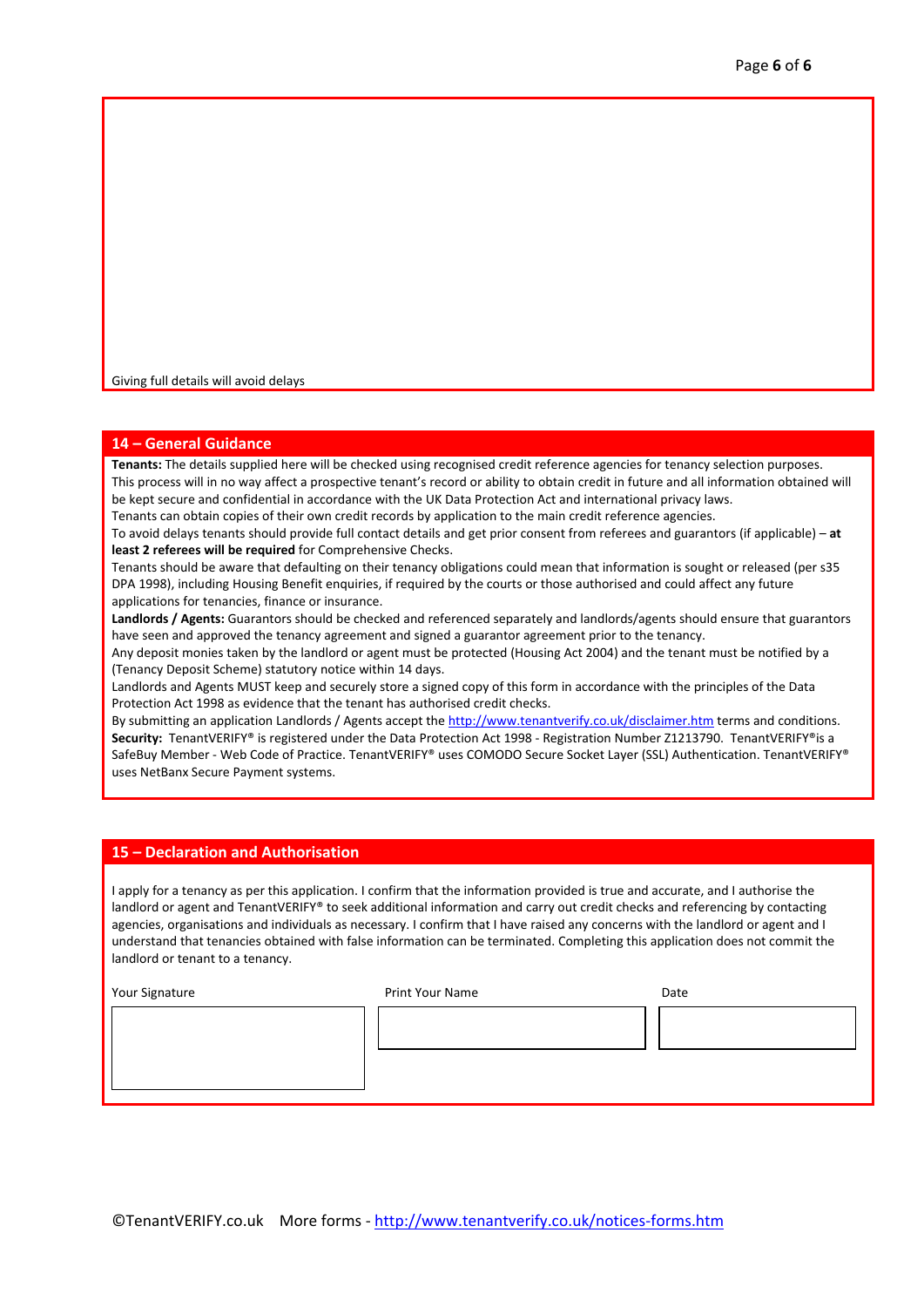Giving full details will avoid delays

## 14 – General Guidance

**Tenants:** The details supplied here will be checked using recognised credit reference agencies for tenancy selection purposes. This process will in no way affect a prospective tenant's record or ability to obtain credit in future and all information obtained will be kept secure and confidential in accordance with the UK Data Protection Act and international privacy laws.

Tenants can obtain copies of their own credit records by application to the main credit reference agencies.

To avoid delays tenants should provide full contact details and get prior consent from referees and guarantors (if applicable) – **at least 2 referees will be required** for Comprehensive Checks.

Tenants should be aware that defaulting on their tenancy obligations could mean that information is sought or released (per s35 DPA 1998), including Housing Benefit enquiries, if required by the courts or those authorised and could affect any future applications for tenancies, finance or insurance.

**Landlords / Agents:** Guarantors should be checked and referenced separately and landlords/agents should ensure that guarantors have seen and approved the tenancy agreement and signed a guarantor agreement prior to the tenancy.

Any deposit monies taken by the landlord or agent must be protected (Housing Act 2004) and the tenant must be notified by a (Tenancy Deposit Scheme) statutory notice within 14 days.

Landlords and Agents MUST keep and securely store a signed copy of this form in accordance with the principles of the Data Protection Act 1998 as evidence that the tenant has authorised credit checks.

By submitting an application Landlords / Agents accept the http://www.tenantverify.co.uk/disclaimer.htm terms and conditions.

**Security:** TenantVERIFY® is registered under the Data Protection Act 1998 - Registration Number Z1213790. TenantVERIFY® is a SafeBuy Member - Web Code of Practice. TenantVERIFY® uses COMODO Secure Socket Layer (SSL) Authentication. TenantVERIFY® uses NetBanx Secure Payment systems.

## 15 – Declaration and Authorisation

I apply for a tenancy as per this application. I confirm that the information provided is true and accurate, and I authorise the landlord or agent and TenantVERIFY® to seek additional information and carry out credit checks and referencing by contacting agencies, organisations and individuals as necessary. I confirm that I have raised any concerns with the landlord or agent and I understand that tenancies obtained with false information can be terminated. Completing this application does not commit the landlord or tenant to a tenancy.

| Your Signature | Print Your Name | Date |
|---|---|---|
| | | |

©TenantVERIFY.co.uk More forms - http://www.tenantverify.co.uk/notices-forms.htm